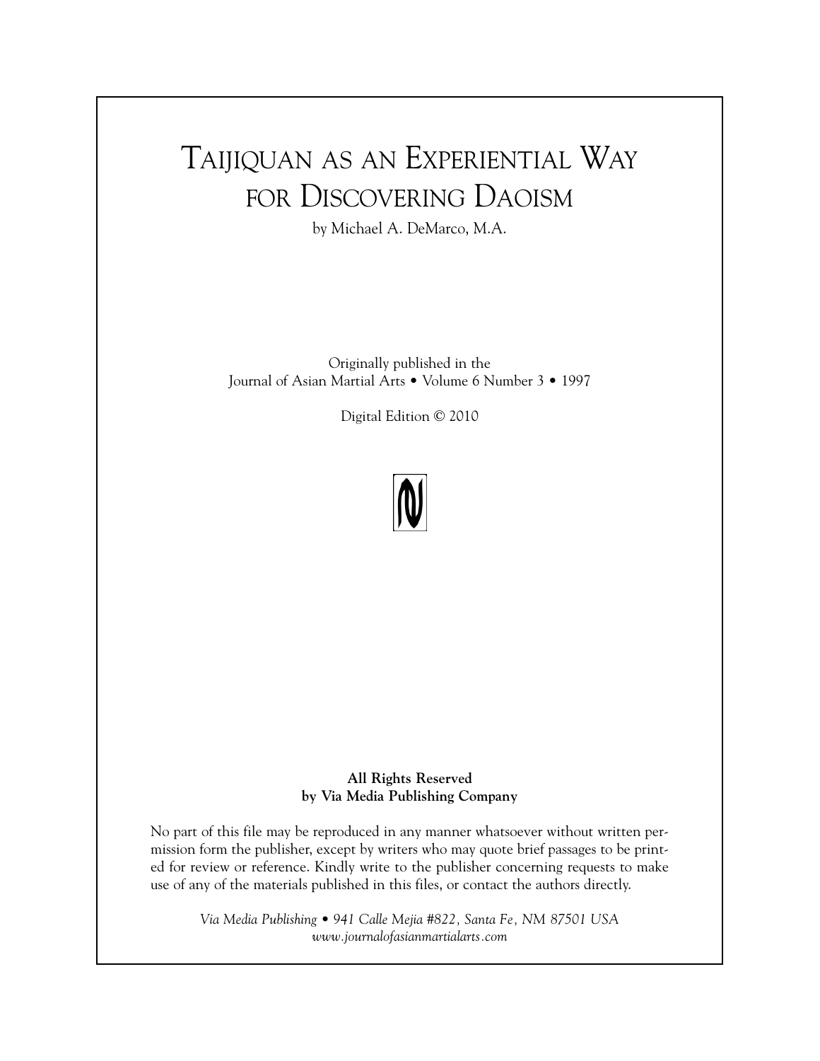# Taijiquan as an Experiential Way for Discovering Daoism

by Michael A. DeMarco, M.A.

Originally published in the
Journal of Asian Martial Arts • Volume 6 Number 3 • 1997

Digital Edition © 2010

**All Rights Reserved**
**by Via Media Publishing Company**

No part of this file may be reproduced in any manner whatsoever without written permission form the publisher, except by writers who may quote brief passages to be printed for review or reference. Kindly write to the publisher concerning requests to make use of any of the materials published in this files, or contact the authors directly.

*Via Media Publishing • 941 Calle Mejia #822, Santa Fe, NM 87501 USA*
*www.journalofasianmartialarts.com*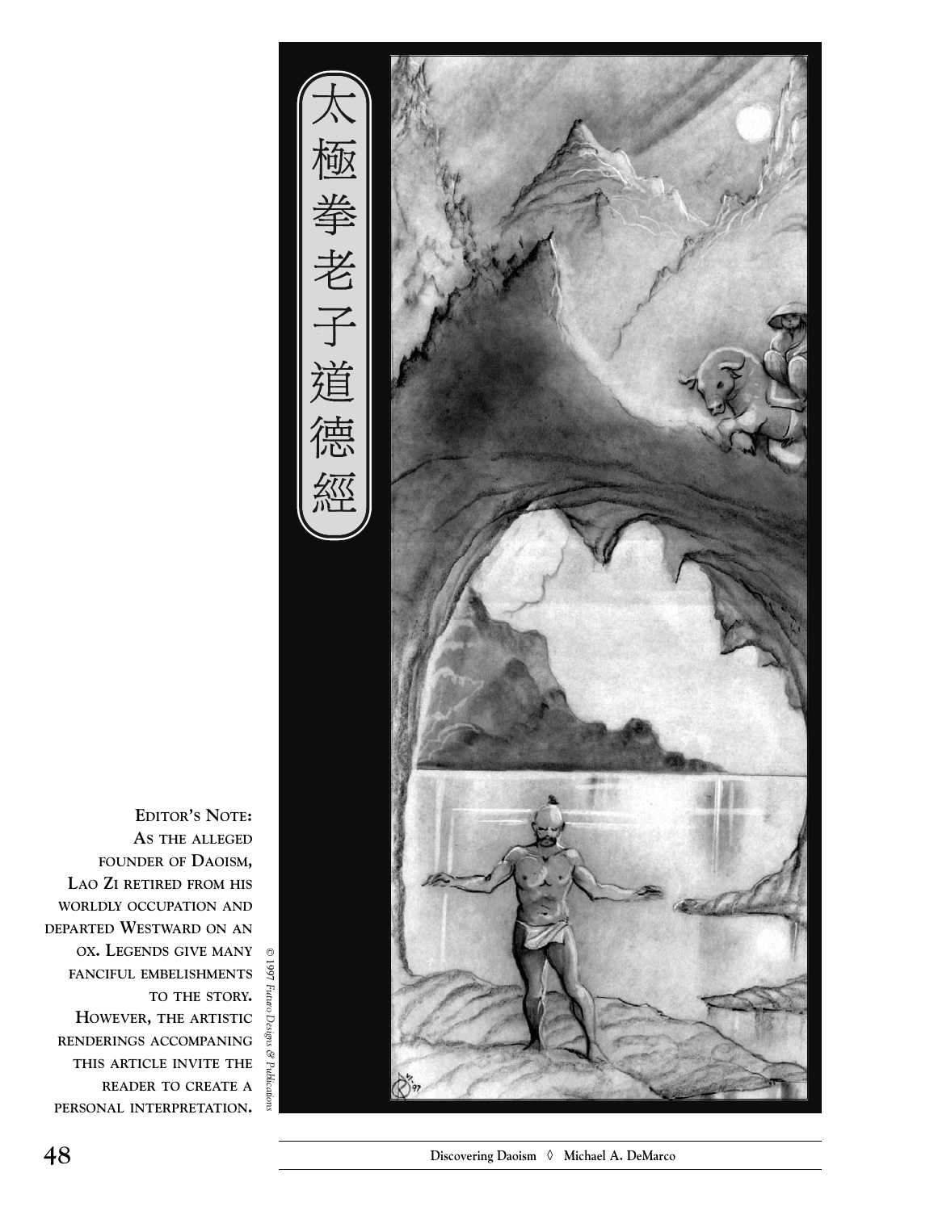太極拳老子道德經

**EDITOR'S NOTE: AS THE ALLEGED FOUNDER OF DAOISM, LAO ZI RETIRED FROM HIS WORLDLY OCCUPATION AND DEPARTED WESTWARD ON AN OX. LEGENDS GIVE MANY FANCIFUL EMBELISHMENTS TO THE STORY. HOWEVER, THE ARTISTIC RENDERINGS ACCOMPANING THIS ARTICLE INVITE THE READER TO CREATE A PERSONAL INTERPRETATION.**

*© 1997 Futuro Designs & Publications*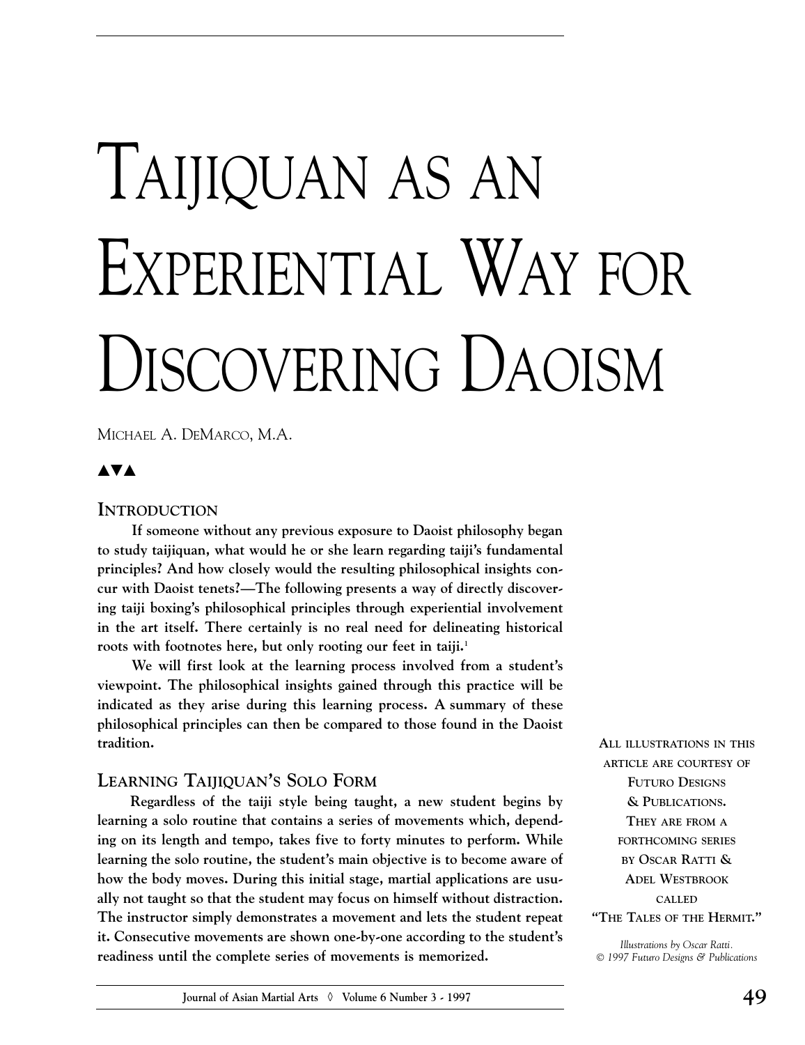# Taijiquan as an Experiential Way for Discovering Daoism

Michael A. DeMarco, M.A.

▲▼▲

## Introduction

**If someone without any previous exposure to Daoist philosophy began to study taijiquan, what would he or she learn regarding taiji's fundamental principles? And how closely would the resulting philosophical insights concur with Daoist tenets?—The following presents a way of directly discovering taiji boxing's philosophical principles through experiential involvement in the art itself. There certainly is no real need for delineating historical roots with footnotes here, but only rooting our feet in taiji.[1]**

**We will first look at the learning process involved from a student's viewpoint. The philosophical insights gained through this practice will be indicated as they arise during this learning process. A summary of these philosophical principles can then be compared to those found in the Daoist tradition.**

## Learning Taijiquan's Solo Form

**Regardless of the taiji style being taught, a new student begins by learning a solo routine that contains a series of movements which, depending on its length and tempo, takes five to forty minutes to perform. While learning the solo routine, the student's main objective is to become aware of how the body moves. During this initial stage, martial applications are usually not taught so that the student may focus on himself without distraction. The instructor simply demonstrates a movement and lets the student repeat it. Consecutive movements are shown one-by-one according to the student's readiness until the complete series of movements is memorized.**

All illustrations in this article are courtesy of Futuro Designs & Publications. They are from a forthcoming series by Oscar Ratti & Adel Westbrook called "The Tales of the Hermit."

*Illustrations by Oscar Ratti.*
*© 1997 Futuro Designs & Publications*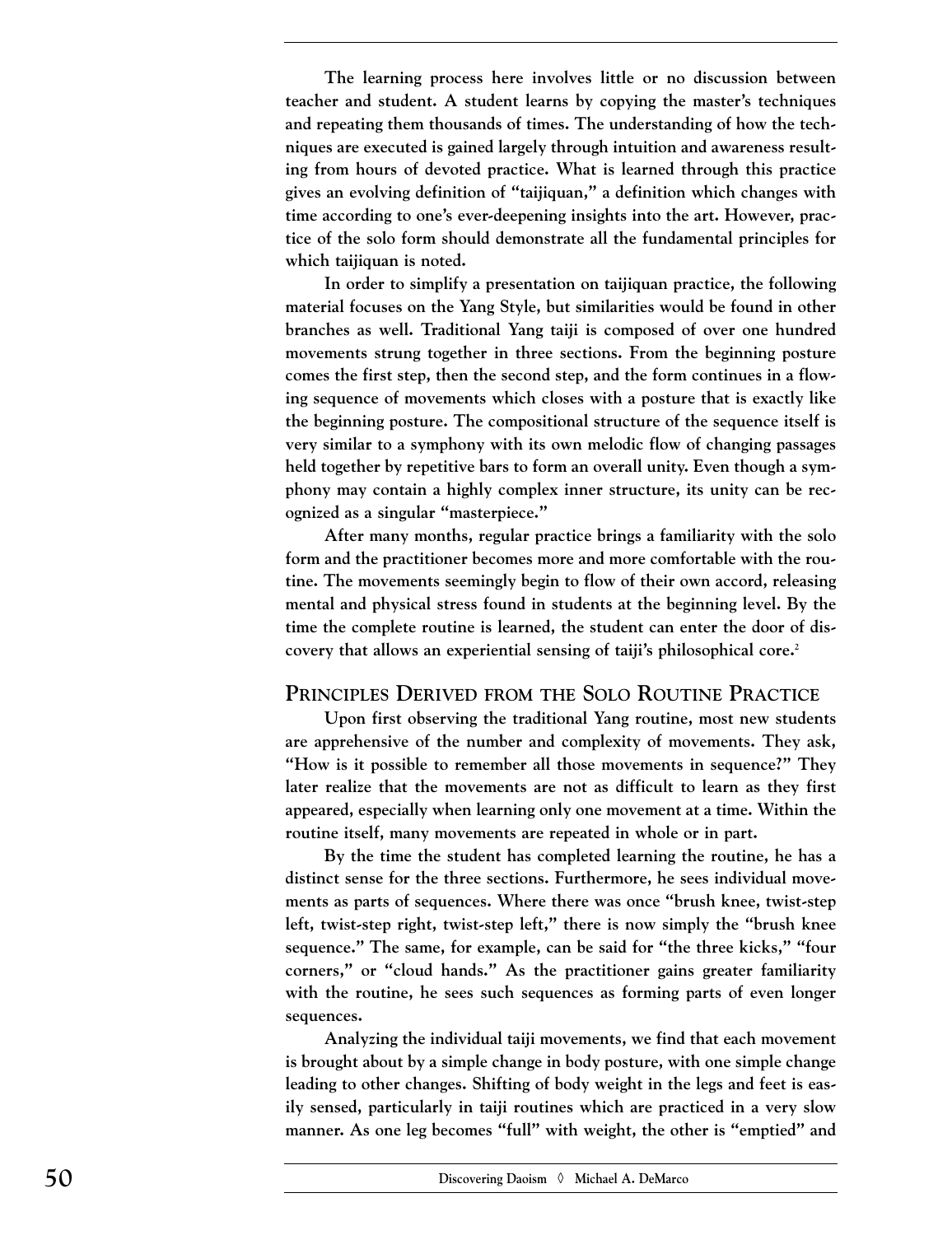The learning process here involves little or no discussion between teacher and student. A student learns by copying the master's techniques and repeating them thousands of times. The understanding of how the techniques are executed is gained largely through intuition and awareness resulting from hours of devoted practice. What is learned through this practice gives an evolving definition of "taijiquan," a definition which changes with time according to one's ever-deepening insights into the art. However, practice of the solo form should demonstrate all the fundamental principles for which taijiquan is noted.

In order to simplify a presentation on taijiquan practice, the following material focuses on the Yang Style, but similarities would be found in other branches as well. Traditional Yang taiji is composed of over one hundred movements strung together in three sections. From the beginning posture comes the first step, then the second step, and the form continues in a flowing sequence of movements which closes with a posture that is exactly like the beginning posture. The compositional structure of the sequence itself is very similar to a symphony with its own melodic flow of changing passages held together by repetitive bars to form an overall unity. Even though a symphony may contain a highly complex inner structure, its unity can be recognized as a singular "masterpiece."

After many months, regular practice brings a familiarity with the solo form and the practitioner becomes more and more comfortable with the routine. The movements seemingly begin to flow of their own accord, releasing mental and physical stress found in students at the beginning level. By the time the complete routine is learned, the student can enter the door of discovery that allows an experiential sensing of taiji's philosophical core.[2]

## Principles Derived from the Solo Routine Practice

Upon first observing the traditional Yang routine, most new students are apprehensive of the number and complexity of movements. They ask, "How is it possible to remember all those movements in sequence?" They later realize that the movements are not as difficult to learn as they first appeared, especially when learning only one movement at a time. Within the routine itself, many movements are repeated in whole or in part.

By the time the student has completed learning the routine, he has a distinct sense for the three sections. Furthermore, he sees individual movements as parts of sequences. Where there was once "brush knee, twist-step left, twist-step right, twist-step left," there is now simply the "brush knee sequence." The same, for example, can be said for "the three kicks," "four corners," or "cloud hands." As the practitioner gains greater familiarity with the routine, he sees such sequences as forming parts of even longer sequences.

Analyzing the individual taiji movements, we find that each movement is brought about by a simple change in body posture, with one simple change leading to other changes. Shifting of body weight in the legs and feet is easily sensed, particularly in taiji routines which are practiced in a very slow manner. As one leg becomes "full" with weight, the other is "emptied" and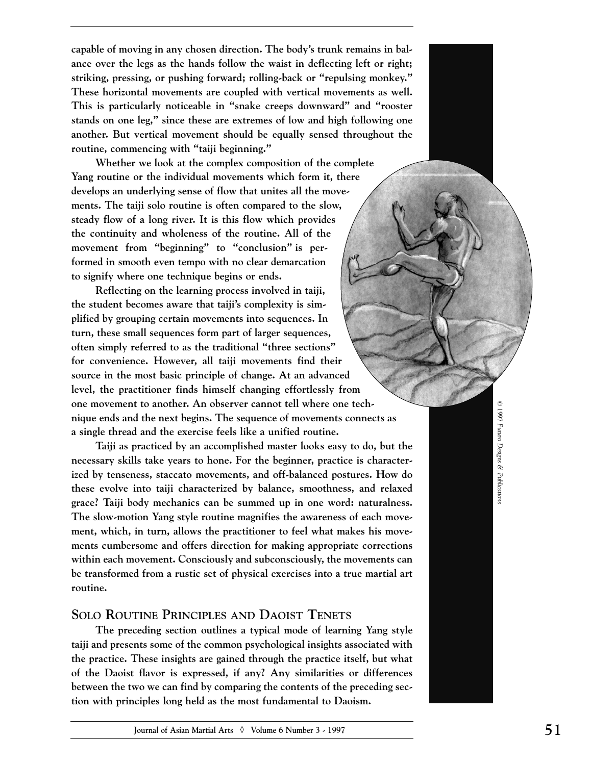capable of moving in any chosen direction. The body's trunk remains in balance over the legs as the hands follow the waist in deflecting left or right; striking, pressing, or pushing forward; rolling-back or "repulsing monkey." These horizontal movements are coupled with vertical movements as well. This is particularly noticeable in "snake creeps downward" and "rooster stands on one leg," since these are extremes of low and high following one another. But vertical movement should be equally sensed throughout the routine, commencing with "taiji beginning."

Whether we look at the complex composition of the complete Yang routine or the individual movements which form it, there develops an underlying sense of flow that unites all the movements. The taiji solo routine is often compared to the slow, steady flow of a long river. It is this flow which provides the continuity and wholeness of the routine. All of the movement from "beginning" to "conclusion" is performed in smooth even tempo with no clear demarcation to signify where one technique begins or ends.

Reflecting on the learning process involved in taiji, the student becomes aware that taiji's complexity is simplified by grouping certain movements into sequences. In turn, these small sequences form part of larger sequences, often simply referred to as the traditional "three sections" for convenience. However, all taiji movements find their source in the most basic principle of change. At an advanced level, the practitioner finds himself changing effortlessly from one movement to another. An observer cannot tell where one technique ends and the next begins. The sequence of movements connects as a single thread and the exercise feels like a unified routine.

Taiji as practiced by an accomplished master looks easy to do, but the necessary skills take years to hone. For the beginner, practice is characterized by tenseness, staccato movements, and off-balanced postures. How do these evolve into taiji characterized by balance, smoothness, and relaxed grace? Taiji body mechanics can be summed up in one word: naturalness. The slow-motion Yang style routine magnifies the awareness of each movement, which, in turn, allows the practitioner to feel what makes his movements cumbersome and offers direction for making appropriate corrections within each movement. Consciously and subconsciously, the movements can be transformed from a rustic set of physical exercises into a true martial art routine.

© 1997 Futuro Designs & Publications

## Solo Routine Principles and Daoist Tenets

The preceding section outlines a typical mode of learning Yang style taiji and presents some of the common psychological insights associated with the practice. These insights are gained through the practice itself, but what of the Daoist flavor is expressed, if any? Any similarities or differences between the two we can find by comparing the contents of the preceding section with principles long held as the most fundamental to Daoism.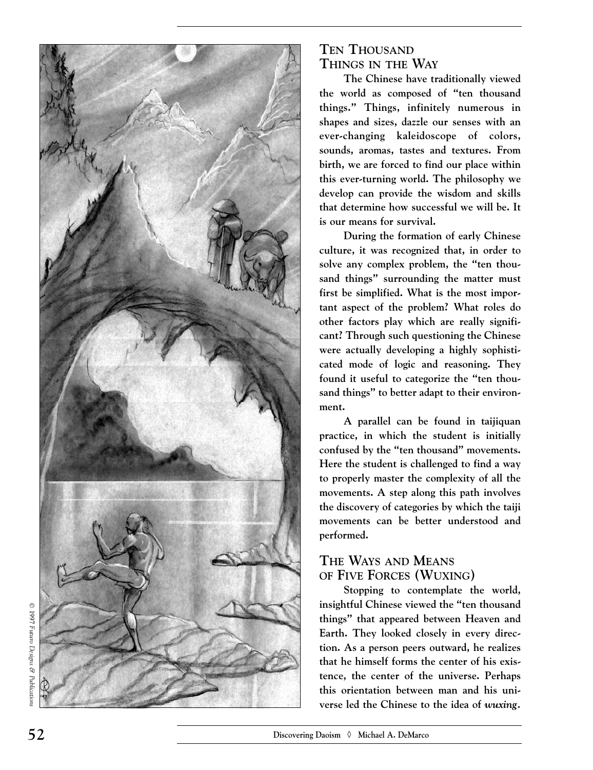## Ten Thousand Things in the Way

The Chinese have traditionally viewed the world as composed of "ten thousand things." Things, infinitely numerous in shapes and sizes, dazzle our senses with an ever-changing kaleidoscope of colors, sounds, aromas, tastes and textures. From birth, we are forced to find our place within this ever-turning world. The philosophy we develop can provide the wisdom and skills that determine how successful we will be. It is our means for survival.

During the formation of early Chinese culture, it was recognized that, in order to solve any complex problem, the "ten thousand things" surrounding the matter must first be simplified. What is the most important aspect of the problem? What roles do other factors play which are really significant? Through such questioning the Chinese were actually developing a highly sophisticated mode of logic and reasoning. They found it useful to categorize the "ten thousand things" to better adapt to their environment.

A parallel can be found in taijiquan practice, in which the student is initially confused by the "ten thousand" movements. Here the student is challenged to find a way to properly master the complexity of all the movements. A step along this path involves the discovery of categories by which the taiji movements can be better understood and performed.

## The Ways and Means of Five Forces (Wuxing)

Stopping to contemplate the world, insightful Chinese viewed the "ten thousand things" that appeared between Heaven and Earth. They looked closely in every direction. As a person peers outward, he realizes that he himself forms the center of his existence, the center of the universe. Perhaps this orientation between man and his universe led the Chinese to the idea of *wuxing*.

© 1997 *Futuro Designs & Publications*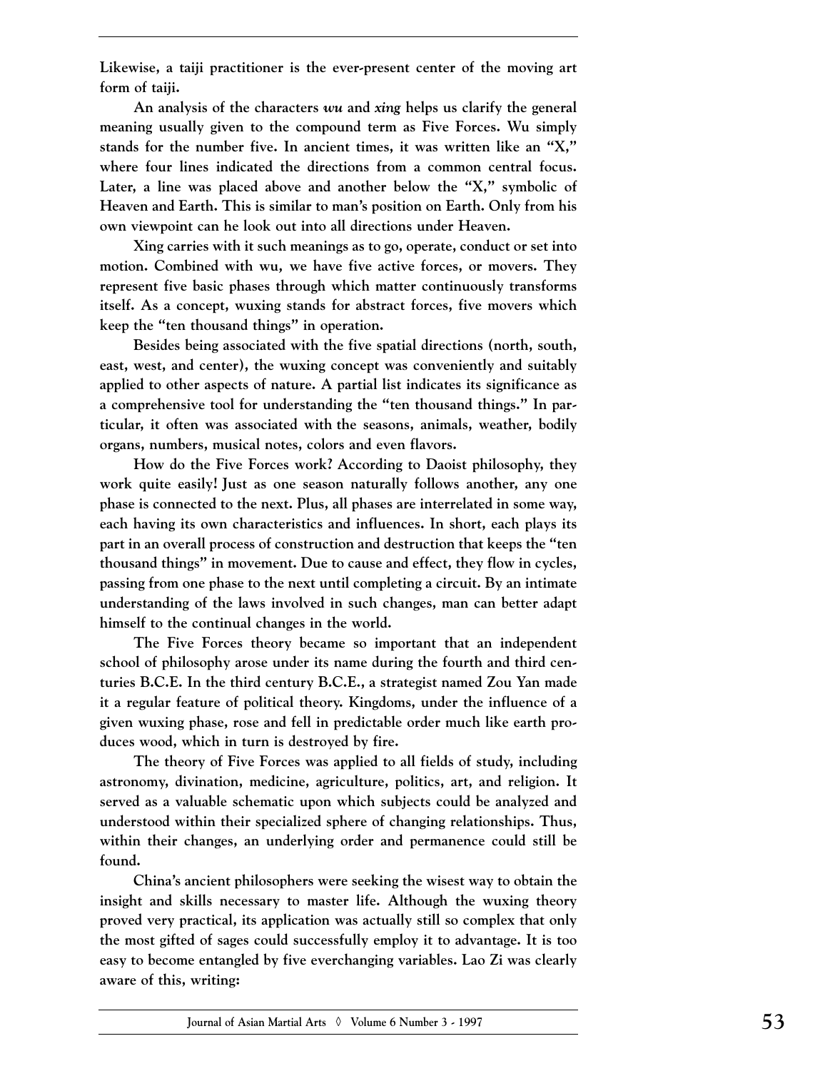Likewise, a taiji practitioner is the ever-present center of the moving art form of taiji.

An analysis of the characters *wu* and *xing* helps us clarify the general meaning usually given to the compound term as Five Forces. Wu simply stands for the number five. In ancient times, it was written like an "X," where four lines indicated the directions from a common central focus. Later, a line was placed above and another below the "X," symbolic of Heaven and Earth. This is similar to man's position on Earth. Only from his own viewpoint can he look out into all directions under Heaven.

Xing carries with it such meanings as to go, operate, conduct or set into motion. Combined with wu, we have five active forces, or movers. They represent five basic phases through which matter continuously transforms itself. As a concept, wuxing stands for abstract forces, five movers which keep the "ten thousand things" in operation.

Besides being associated with the five spatial directions (north, south, east, west, and center), the wuxing concept was conveniently and suitably applied to other aspects of nature. A partial list indicates its significance as a comprehensive tool for understanding the "ten thousand things." In particular, it often was associated with the seasons, animals, weather, bodily organs, numbers, musical notes, colors and even flavors.

How do the Five Forces work? According to Daoist philosophy, they work quite easily! Just as one season naturally follows another, any one phase is connected to the next. Plus, all phases are interrelated in some way, each having its own characteristics and influences. In short, each plays its part in an overall process of construction and destruction that keeps the "ten thousand things" in movement. Due to cause and effect, they flow in cycles, passing from one phase to the next until completing a circuit. By an intimate understanding of the laws involved in such changes, man can better adapt himself to the continual changes in the world.

The Five Forces theory became so important that an independent school of philosophy arose under its name during the fourth and third centuries B.C.E. In the third century B.C.E., a strategist named Zou Yan made it a regular feature of political theory. Kingdoms, under the influence of a given wuxing phase, rose and fell in predictable order much like earth produces wood, which in turn is destroyed by fire.

The theory of Five Forces was applied to all fields of study, including astronomy, divination, medicine, agriculture, politics, art, and religion. It served as a valuable schematic upon which subjects could be analyzed and understood within their specialized sphere of changing relationships. Thus, within their changes, an underlying order and permanence could still be found.

China's ancient philosophers were seeking the wisest way to obtain the insight and skills necessary to master life. Although the wuxing theory proved very practical, its application was actually still so complex that only the most gifted of sages could successfully employ it to advantage. It is too easy to become entangled by five everchanging variables. Lao Zi was clearly aware of this, writing: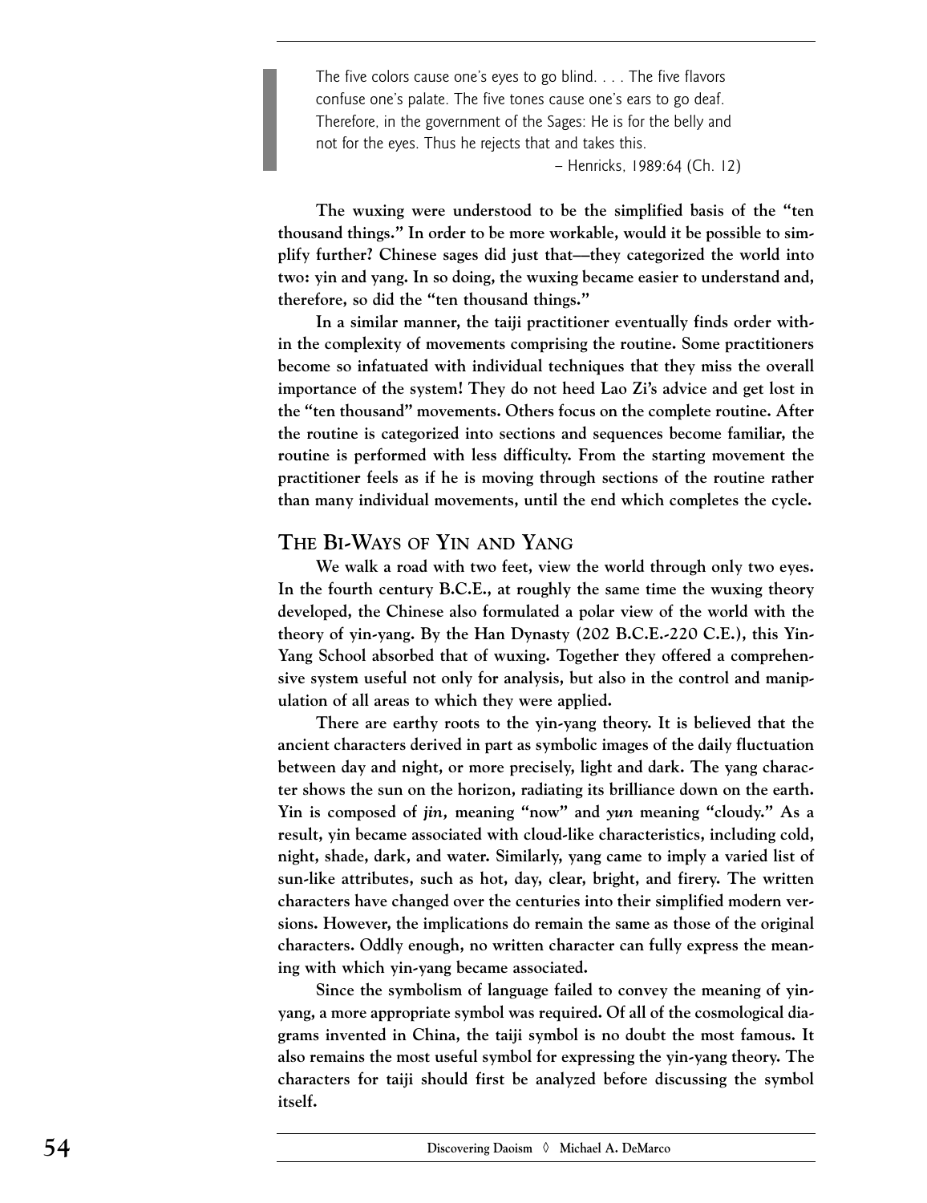> The five colors cause one's eyes to go blind. . . . The five flavors confuse one's palate. The five tones cause one's ears to go deaf. Therefore, in the government of the Sages: He is for the belly and not for the eyes. Thus he rejects that and takes this.
>
> – Henricks, 1989:64 (Ch. 12)

**The wuxing were understood to be the simplified basis of the "ten thousand things." In order to be more workable, would it be possible to simplify further? Chinese sages did just that—they categorized the world into two: yin and yang. In so doing, the wuxing became easier to understand and, therefore, so did the "ten thousand things."**

**In a similar manner, the taiji practitioner eventually finds order within the complexity of movements comprising the routine. Some practitioners become so infatuated with individual techniques that they miss the overall importance of the system! They do not heed Lao Zi's advice and get lost in the "ten thousand" movements. Others focus on the complete routine. After the routine is categorized into sections and sequences become familiar, the routine is performed with less difficulty. From the starting movement the practitioner feels as if he is moving through sections of the routine rather than many individual movements, until the end which completes the cycle.**

## THE BI-WAYS OF YIN AND YANG

**We walk a road with two feet, view the world through only two eyes. In the fourth century B.C.E., at roughly the same time the wuxing theory developed, the Chinese also formulated a polar view of the world with the theory of yin-yang. By the Han Dynasty (202 B.C.E.-220 C.E.), this Yin-Yang School absorbed that of wuxing. Together they offered a comprehensive system useful not only for analysis, but also in the control and manipulation of all areas to which they were applied.**

**There are earthy roots to the yin-yang theory. It is believed that the ancient characters derived in part as symbolic images of the daily fluctuation between day and night, or more precisely, light and dark. The yang character shows the sun on the horizon, radiating its brilliance down on the earth. Yin is composed of *jin*, meaning "now" and *yun* meaning "cloudy." As a result, yin became associated with cloud-like characteristics, including cold, night, shade, dark, and water. Similarly, yang came to imply a varied list of sun-like attributes, such as hot, day, clear, bright, and firery. The written characters have changed over the centuries into their simplified modern versions. However, the implications do remain the same as those of the original characters. Oddly enough, no written character can fully express the meaning with which yin-yang became associated.**

**Since the symbolism of language failed to convey the meaning of yin-yang, a more appropriate symbol was required. Of all of the cosmological diagrams invented in China, the taiji symbol is no doubt the most famous. It also remains the most useful symbol for expressing the yin-yang theory. The characters for taiji should first be analyzed before discussing the symbol itself.**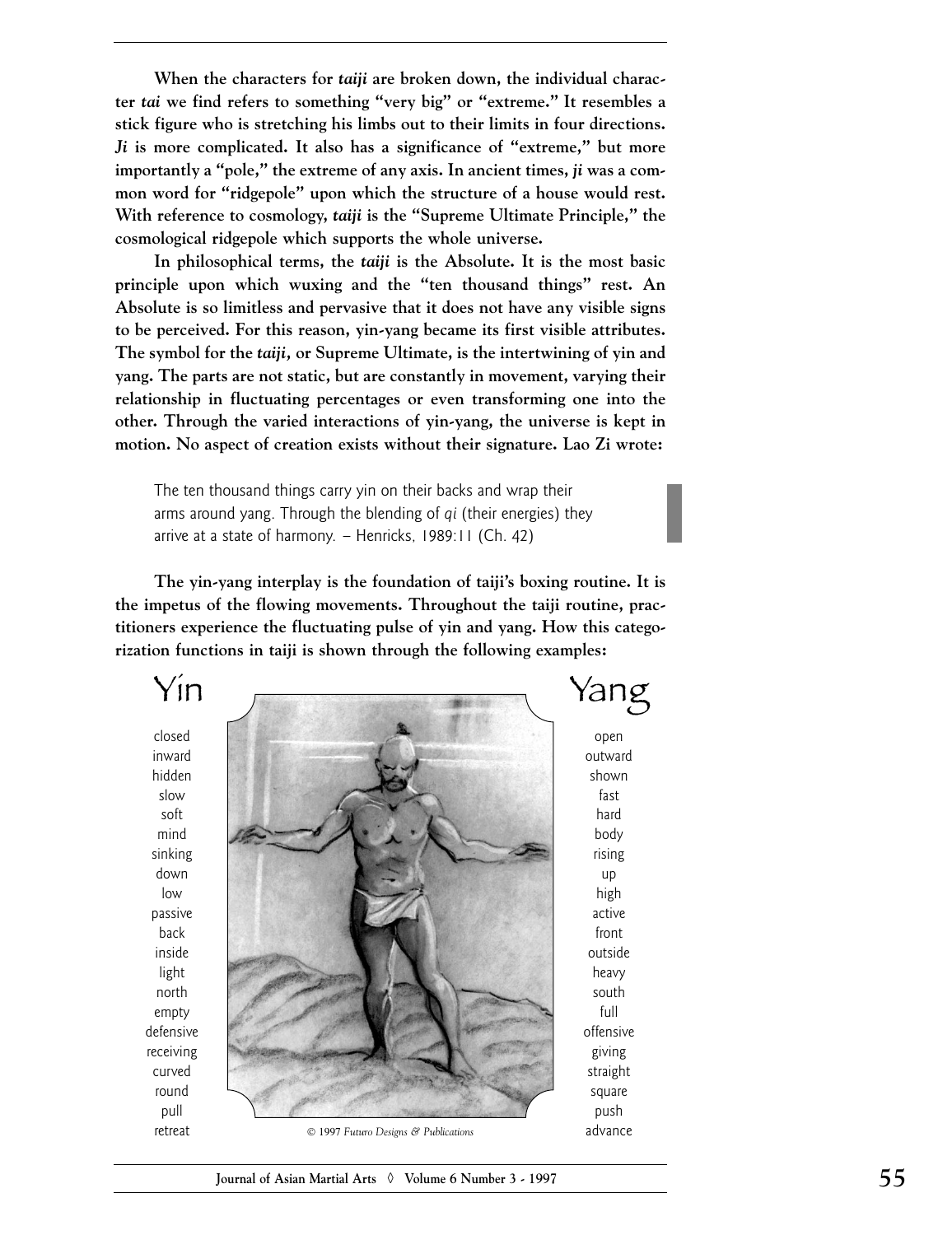**When the characters for *taiji* are broken down, the individual character *tai* we find refers to something "very big" or "extreme." It resembles a stick figure who is stretching his limbs out to their limits in four directions. *Ji* is more complicated. It also has a significance of "extreme," but more importantly a "pole," the extreme of any axis. In ancient times, *ji* was a common word for "ridgepole" upon which the structure of a house would rest. With reference to cosmology, *taiji* is the "Supreme Ultimate Principle," the cosmological ridgepole which supports the whole universe.**

**In philosophical terms, the *taiji* is the Absolute. It is the most basic principle upon which wuxing and the "ten thousand things" rest. An Absolute is so limitless and pervasive that it does not have any visible signs to be perceived. For this reason, yin-yang became its first visible attributes. The symbol for the *taiji*, or Supreme Ultimate, is the intertwining of yin and yang. The parts are not static, but are constantly in movement, varying their relationship in fluctuating percentages or even transforming one into the other. Through the varied interactions of yin-yang, the universe is kept in motion. No aspect of creation exists without their signature. Lao Zi wrote:**

> The ten thousand things carry yin on their backs and wrap their arms around yang. Through the blending of *qi* (their energies) they arrive at a state of harmony. – Henricks, 1989:11 (Ch. 42)

**The yin-yang interplay is the foundation of taiji's boxing routine. It is the impetus of the flowing movements. Throughout the taiji routine, practitioners experience the fluctuating pulse of yin and yang. How this categorization functions in taiji is shown through the following examples:**

| Yin | Yang |
| --- | --- |
| closed | open |
| inward | outward |
| hidden | shown |
| slow | fast |
| soft | hard |
| mind | body |
| sinking | rising |
| down | up |
| low | high |
| passive | active |
| back | front |
| inside | outside |
| light | heavy |
| north | south |
| empty | full |
| defensive | offensive |
| receiving | giving |
| curved | straight |
| round | square |
| pull | push |
| retreat | advance |

© 1997 *Futuro Designs & Publications*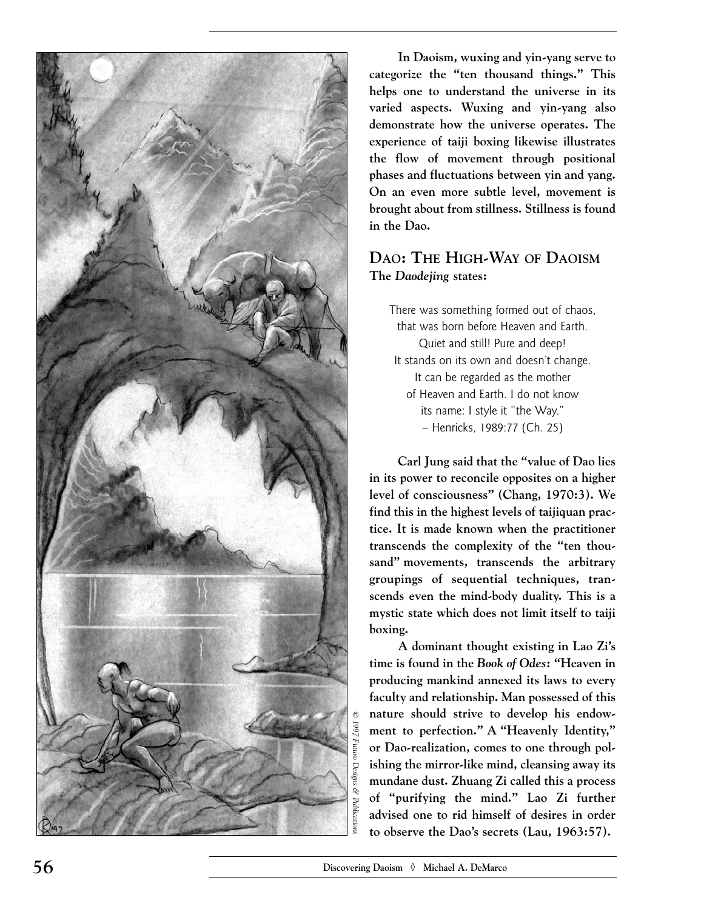**In Daoism, wuxing and yin-yang serve to categorize the "ten thousand things." This helps one to understand the universe in its varied aspects. Wuxing and yin-yang also demonstrate how the universe operates. The experience of taiji boxing likewise illustrates the flow of movement through positional phases and fluctuations between yin and yang. On an even more subtle level, movement is brought about from stillness. Stillness is found in the Dao.**

## Dao: The High-Way of Daoism

**The *Daodejing* states:**

> There was something formed out of chaos,
> that was born before Heaven and Earth.
> Quiet and still! Pure and deep!
> It stands on its own and doesn't change.
> It can be regarded as the mother
> of Heaven and Earth. I do not know
> its name: I style it "the Way."
> – Henricks, 1989:77 (Ch. 25)

**Carl Jung said that the "value of Dao lies in its power to reconcile opposites on a higher level of consciousness" (Chang, 1970:3). We find this in the highest levels of taijiquan practice. It is made known when the practitioner transcends the complexity of the "ten thousand" movements, transcends the arbitrary groupings of sequential techniques, transcends even the mind-body duality. This is a mystic state which does not limit itself to taiji boxing.**

**A dominant thought existing in Lao Zi's time is found in the *Book of Odes*: "Heaven in producing mankind annexed its laws to every faculty and relationship. Man possessed of this nature should strive to develop his endowment to perfection." A "Heavenly Identity," or Dao-realization, comes to one through polishing the mirror-like mind, cleansing away its mundane dust. Zhuang Zi called this a process of "purifying the mind." Lao Zi further advised one to rid himself of desires in order to observe the Dao's secrets (Lau, 1963:57).**

© 1997 Futuro Designs & Publications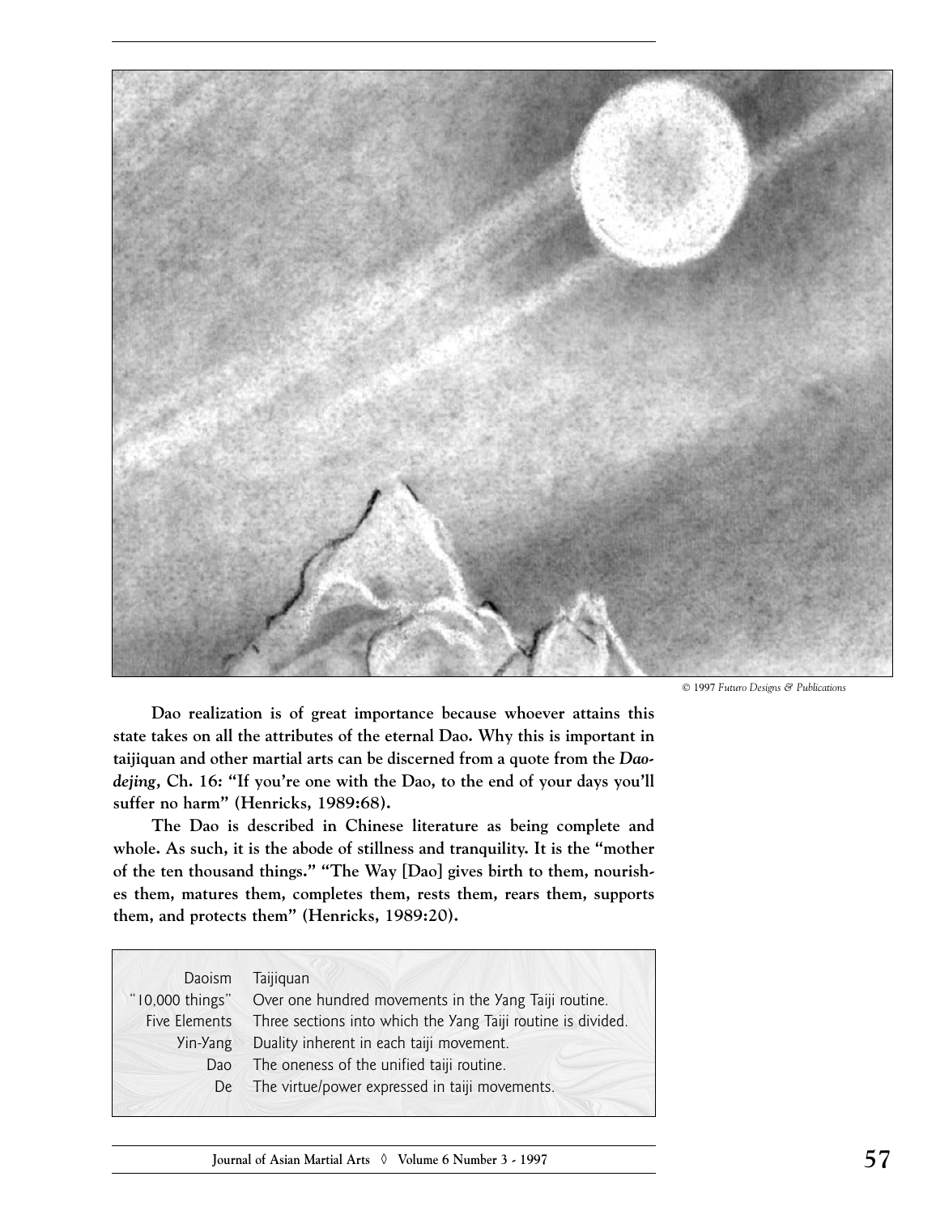© 1997 *Futuro Designs & Publications*

**Dao realization is of great importance because whoever attains this state takes on all the attributes of the eternal Dao. Why this is important in taijiquan and other martial arts can be discerned from a quote from the *Daodejing*, Ch. 16: "If you're one with the Dao, to the end of your days you'll suffer no harm" (Henricks, 1989:68).**

**The Dao is described in Chinese literature as being complete and whole. As such, it is the abode of stillness and tranquility. It is the "mother of the ten thousand things." "The Way [Dao] gives birth to them, nourishes them, matures them, completes them, rests them, rears them, supports them, and protects them" (Henricks, 1989:20).**

| Daoism | Taijiquan |
| --- | --- |
| "10,000 things" | Over one hundred movements in the Yang Taiji routine. |
| Five Elements | Three sections into which the Yang Taiji routine is divided. |
| Yin-Yang | Duality inherent in each taiji movement. |
| Dao | The oneness of the unified taiji routine. |
| De | The virtue/power expressed in taiji movements. |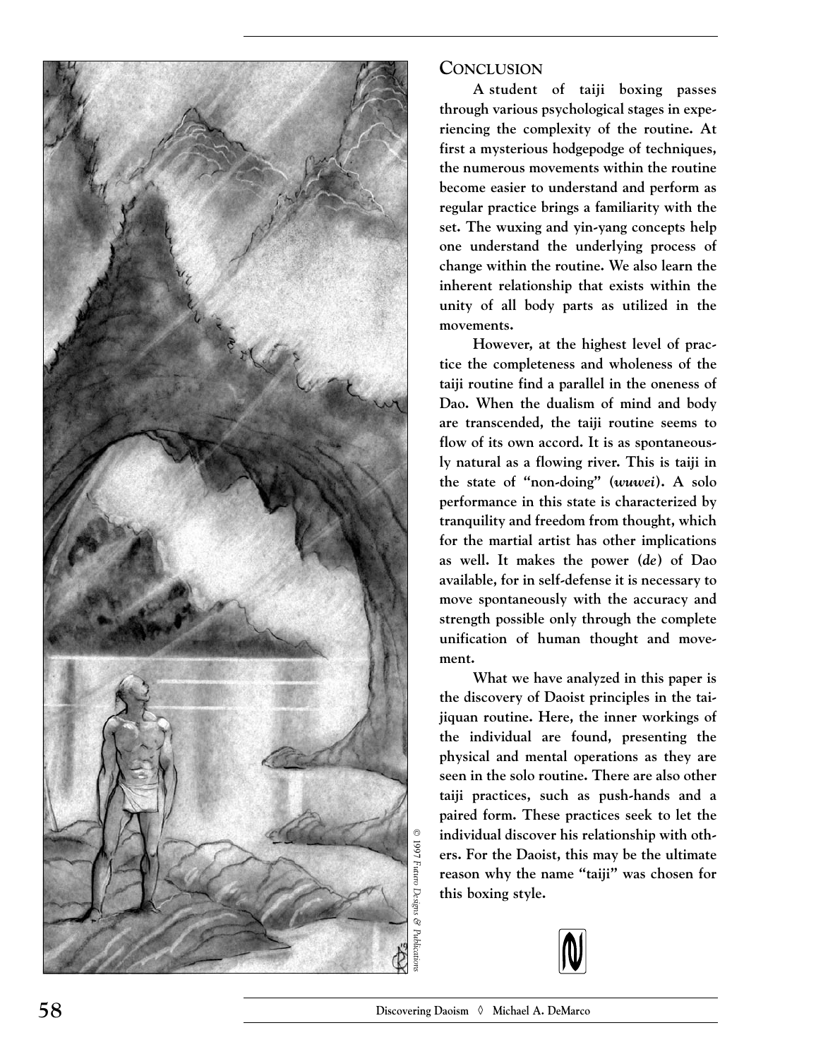## Conclusion

A student of taiji boxing passes through various psychological stages in experiencing the complexity of the routine. At first a mysterious hodgepodge of techniques, the numerous movements within the routine become easier to understand and perform as regular practice brings a familiarity with the set. The wuxing and yin-yang concepts help one understand the underlying process of change within the routine. We also learn the inherent relationship that exists within the unity of all body parts as utilized in the movements.

However, at the highest level of practice the completeness and wholeness of the taiji routine find a parallel in the oneness of Dao. When the dualism of mind and body are transcended, the taiji routine seems to flow of its own accord. It is as spontaneously natural as a flowing river. This is taiji in the state of "non-doing" (*wuwei*). A solo performance in this state is characterized by tranquility and freedom from thought, which for the martial artist has other implications as well. It makes the power (*de*) of Dao available, for in self-defense it is necessary to move spontaneously with the accuracy and strength possible only through the complete unification of human thought and movement.

What we have analyzed in this paper is the discovery of Daoist principles in the taijiquan routine. Here, the inner workings of the individual are found, presenting the physical and mental operations as they are seen in the solo routine. There are also other taiji practices, such as push-hands and a paired form. These practices seek to let the individual discover his relationship with others. For the Daoist, this may be the ultimate reason why the name "taiji" was chosen for this boxing style.

© 1997 Futuro Designs & Publications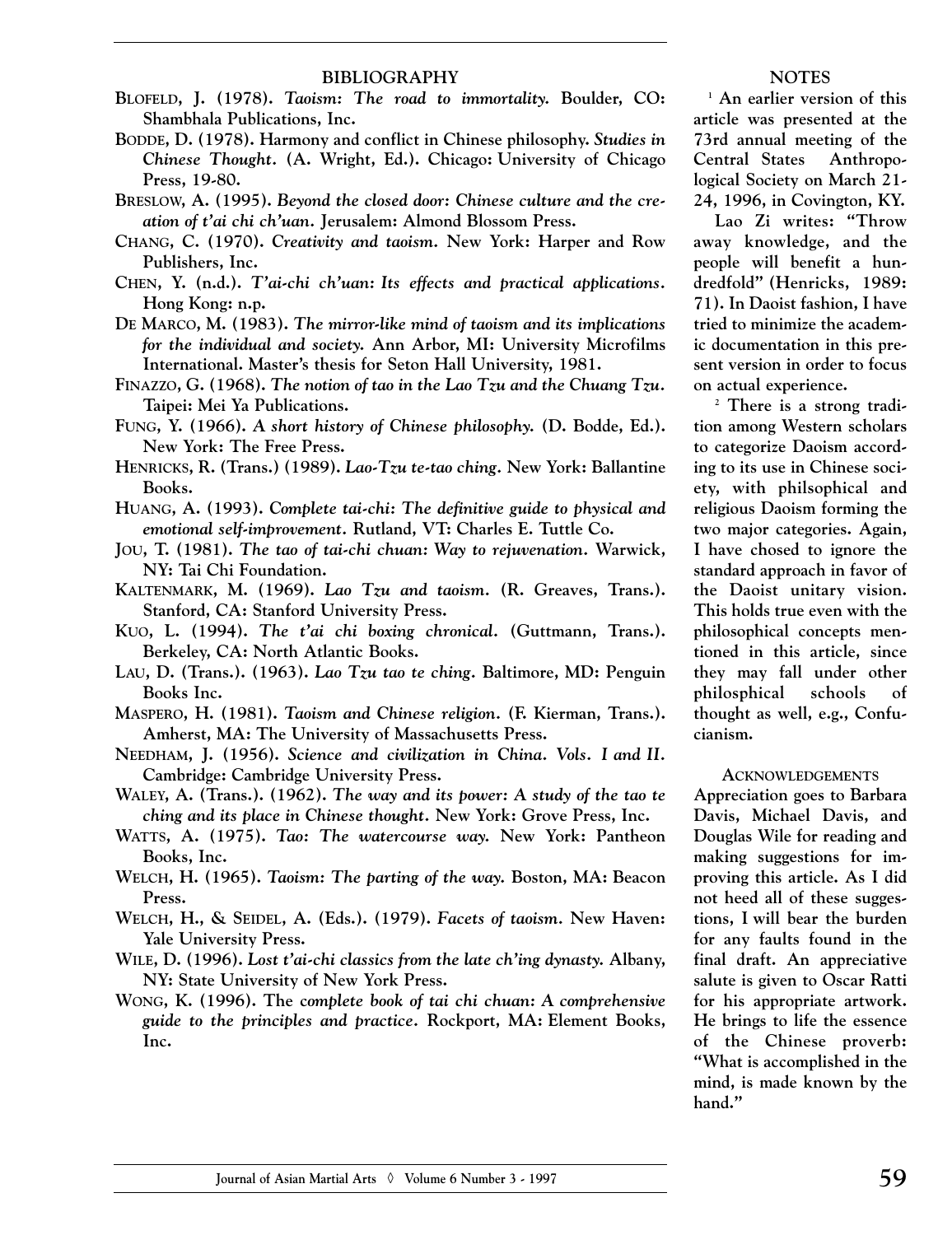## BIBLIOGRAPHY

Blofeld, J. (1978). *Taoism: The road to immortality.* Boulder, CO: Shambhala Publications, Inc.

Bodde, D. (1978). Harmony and conflict in Chinese philosophy. *Studies in Chinese Thought*. (A. Wright, Ed.). Chicago: University of Chicago Press, 19-80.

Breslow, A. (1995). *Beyond the closed door: Chinese culture and the creation of t'ai chi ch'uan*. Jerusalem: Almond Blossom Press.

Chang, C. (1970). *Creativity and taoism*. New York: Harper and Row Publishers, Inc.

Chen, Y. (n.d.). *T'ai-chi ch'uan: Its effects and practical applications*. Hong Kong: n.p.

De Marco, M. (1983). *The mirror-like mind of taoism and its implications for the individual and society.* Ann Arbor, MI: University Microfilms International. Master's thesis for Seton Hall University, 1981.

Finazzo, G. (1968). *The notion of tao in the Lao Tzu and the Chuang Tzu*. Taipei: Mei Ya Publications.

Fung, Y. (1966). *A short history of Chinese philosophy.* (D. Bodde, Ed.). New York: The Free Press.

Henricks, R. (Trans.) (1989). *Lao-Tzu te-tao ching*. New York: Ballantine Books.

Huang, A. (1993). *Complete tai-chi: The definitive guide to physical and emotional self-improvement*. Rutland, VT: Charles E. Tuttle Co.

Jou, T. (1981). *The tao of tai-chi chuan: Way to rejuvenation*. Warwick, NY: Tai Chi Foundation.

Kaltenmark, M. (1969). *Lao Tzu and taoism*. (R. Greaves, Trans.). Stanford, CA: Stanford University Press.

Kuo, L. (1994). *The t'ai chi boxing chronical*. (Guttmann, Trans.). Berkeley, CA: North Atlantic Books.

Lau, D. (Trans.). (1963). *Lao Tzu tao te ching*. Baltimore, MD: Penguin Books Inc.

Maspero, H. (1981). *Taoism and Chinese religion*. (F. Kierman, Trans.). Amherst, MA: The University of Massachusetts Press.

Needham, J. (1956). *Science and civilization in China*. *Vols. I and II*. Cambridge: Cambridge University Press.

Waley, A. (Trans.). (1962). *The way and its power: A study of the tao te ching and its place in Chinese thought*. New York: Grove Press, Inc.

Watts, A. (1975). *Tao: The watercourse way.* New York: Pantheon Books, Inc.

Welch, H. (1965). *Taoism: The parting of the way.* Boston, MA: Beacon Press.

Welch, H., & Seidel, A. (Eds.). (1979). *Facets of taoism*. New Haven: Yale University Press.

Wile, D. (1996). *Lost t'ai-chi classics from the late ch'ing dynasty.* Albany, NY: State University of New York Press.

Wong, K. (1996). The *complete book of tai chi chuan: A comprehensive guide to the principles and practice*. Rockport, MA: Element Books, Inc.

## NOTES

[1] An earlier version of this article was presented at the 73rd annual meeting of the Central States Anthropological Society on March 21-24, 1996, in Covington, KY.

Lao Zi writes: "Throw away knowledge, and the people will benefit a hundredfold" (Henricks, 1989: 71). In Daoist fashion, I have tried to minimize the academic documentation in this present version in order to focus on actual experience.

[2] There is a strong tradition among Western scholars to categorize Daoism according to its use in Chinese society, with philsophical and religious Daoism forming the two major categories. Again, I have chosed to ignore the standard approach in favor of the Daoist unitary vision. This holds true even with the philosophical concepts mentioned in this article, since they may fall under other philosphical schools of thought as well, e.g., Confucianism.

### Acknowledgements

Appreciation goes to Barbara Davis, Michael Davis, and Douglas Wile for reading and making suggestions for improving this article. As I did not heed all of these suggestions, I will bear the burden for any faults found in the final draft. An appreciative salute is given to Oscar Ratti for his appropriate artwork. He brings to life the essence of the Chinese proverb: "What is accomplished in the mind, is made known by the hand."